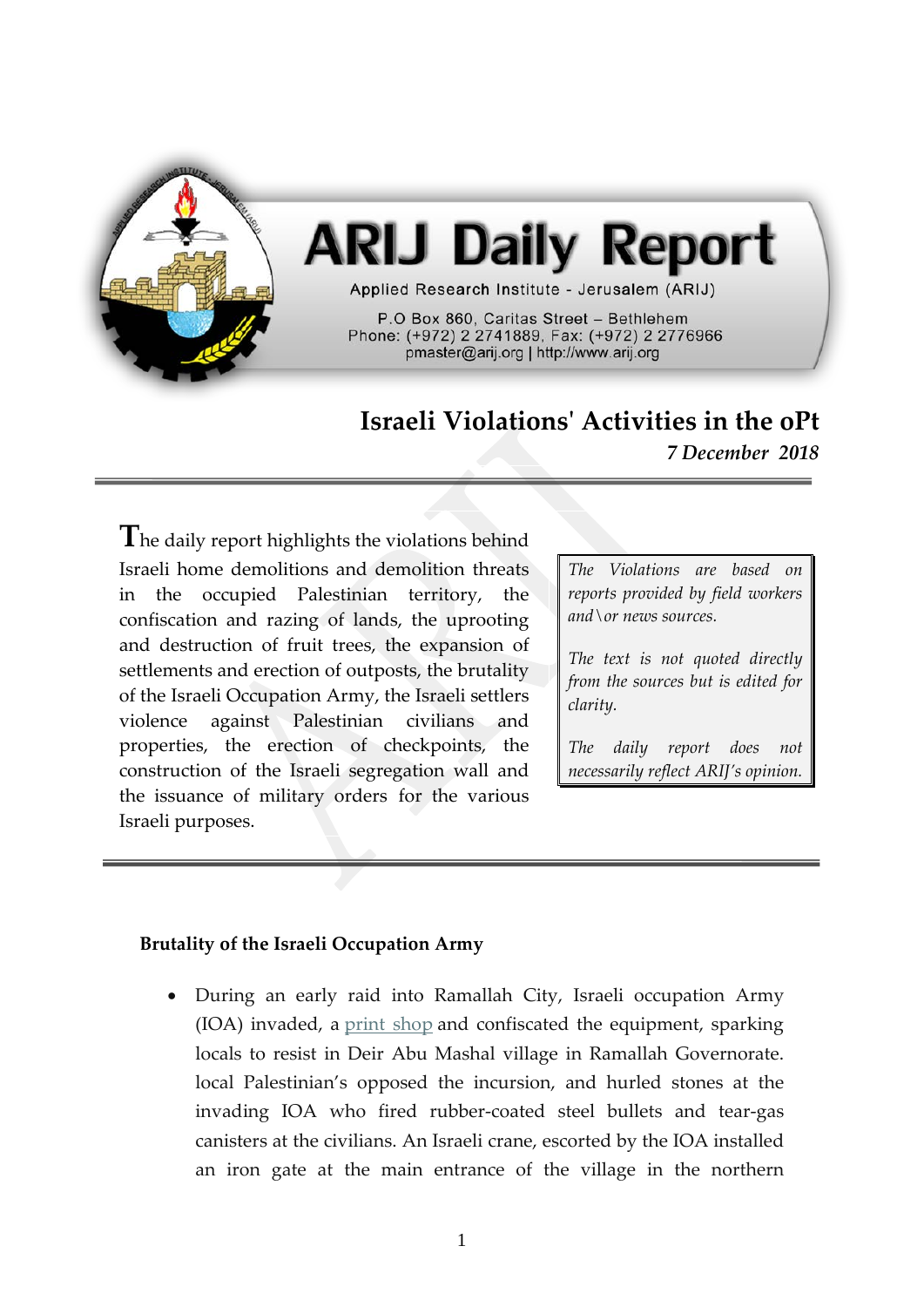# ARIJ Daily Report

Applied Research Institute - Jerusalem (ARIJ)

P.O Box 860, Caritas Street – Bethlehem
Phone: (+972) 2 2741889, Fax: (+972) 2 2776966
pmaster@arij.org | http://www.arij.org

## Israeli Violations' Activities in the oPt

*7 December 2018*

---

The daily report highlights the violations behind Israeli home demolitions and demolition threats in the occupied Palestinian territory, the confiscation and razing of lands, the uprooting and destruction of fruit trees, the expansion of settlements and erection of outposts, the brutality of the Israeli Occupation Army, the Israeli settlers violence against Palestinian civilians and properties, the erection of checkpoints, the construction of the Israeli segregation wall and the issuance of military orders for the various Israeli purposes.

> *The Violations are based on reports provided by field workers and\or news sources.*
>
> *The text is not quoted directly from the sources but is edited for clarity.*
>
> *The daily report does not necessarily reflect ARIJ's opinion.*

---

**Brutality of the Israeli Occupation Army**

- During an early raid into Ramallah City, Israeli occupation Army (IOA) invaded, a print shop and confiscated the equipment, sparking locals to resist in Deir Abu Mashal village in Ramallah Governorate. local Palestinian's opposed the incursion, and hurled stones at the invading IOA who fired rubber-coated steel bullets and tear-gas canisters at the civilians. An Israeli crane, escorted by the IOA installed an iron gate at the main entrance of the village in the northern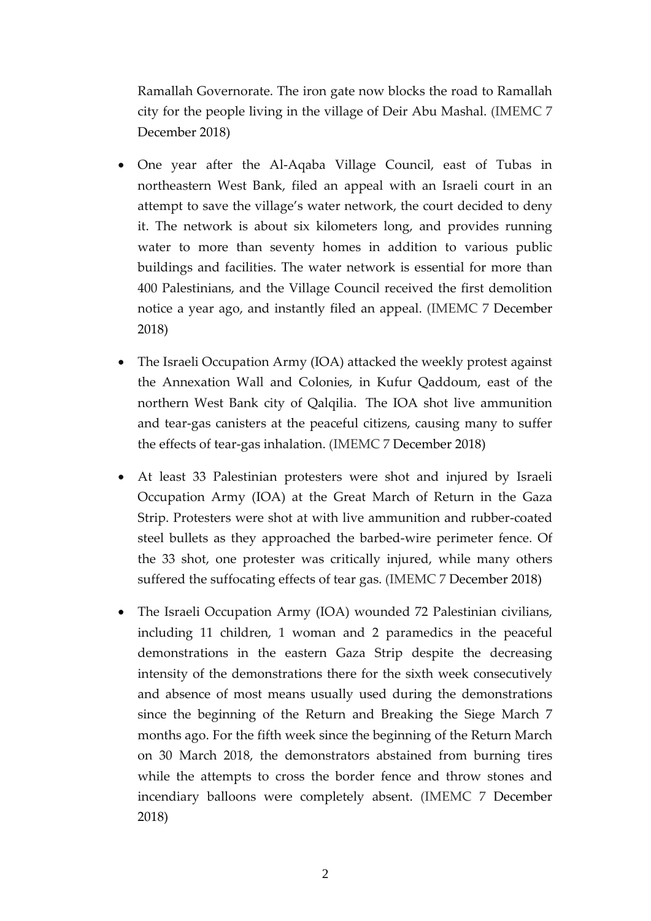Ramallah Governorate. The iron gate now blocks the road to Ramallah city for the people living in the village of Deir Abu Mashal. (IMEMC 7 December 2018)

- One year after the Al-Aqaba Village Council, east of Tubas in northeastern West Bank, filed an appeal with an Israeli court in an attempt to save the village's water network, the court decided to deny it. The network is about six kilometers long, and provides running water to more than seventy homes in addition to various public buildings and facilities. The water network is essential for more than 400 Palestinians, and the Village Council received the first demolition notice a year ago, and instantly filed an appeal. (IMEMC 7 December 2018)

- The Israeli Occupation Army (IOA) attacked the weekly protest against the Annexation Wall and Colonies, in Kufur Qaddoum, east of the northern West Bank city of Qalqilia. The IOA shot live ammunition and tear-gas canisters at the peaceful citizens, causing many to suffer the effects of tear-gas inhalation. (IMEMC 7 December 2018)

- At least 33 Palestinian protesters were shot and injured by Israeli Occupation Army (IOA) at the Great March of Return in the Gaza Strip. Protesters were shot at with live ammunition and rubber-coated steel bullets as they approached the barbed-wire perimeter fence. Of the 33 shot, one protester was critically injured, while many others suffered the suffocating effects of tear gas. (IMEMC 7 December 2018)

- The Israeli Occupation Army (IOA) wounded 72 Palestinian civilians, including 11 children, 1 woman and 2 paramedics in the peaceful demonstrations in the eastern Gaza Strip despite the decreasing intensity of the demonstrations there for the sixth week consecutively and absence of most means usually used during the demonstrations since the beginning of the Return and Breaking the Siege March 7 months ago. For the fifth week since the beginning of the Return March on 30 March 2018, the demonstrators abstained from burning tires while the attempts to cross the border fence and throw stones and incendiary balloons were completely absent. (IMEMC 7 December 2018)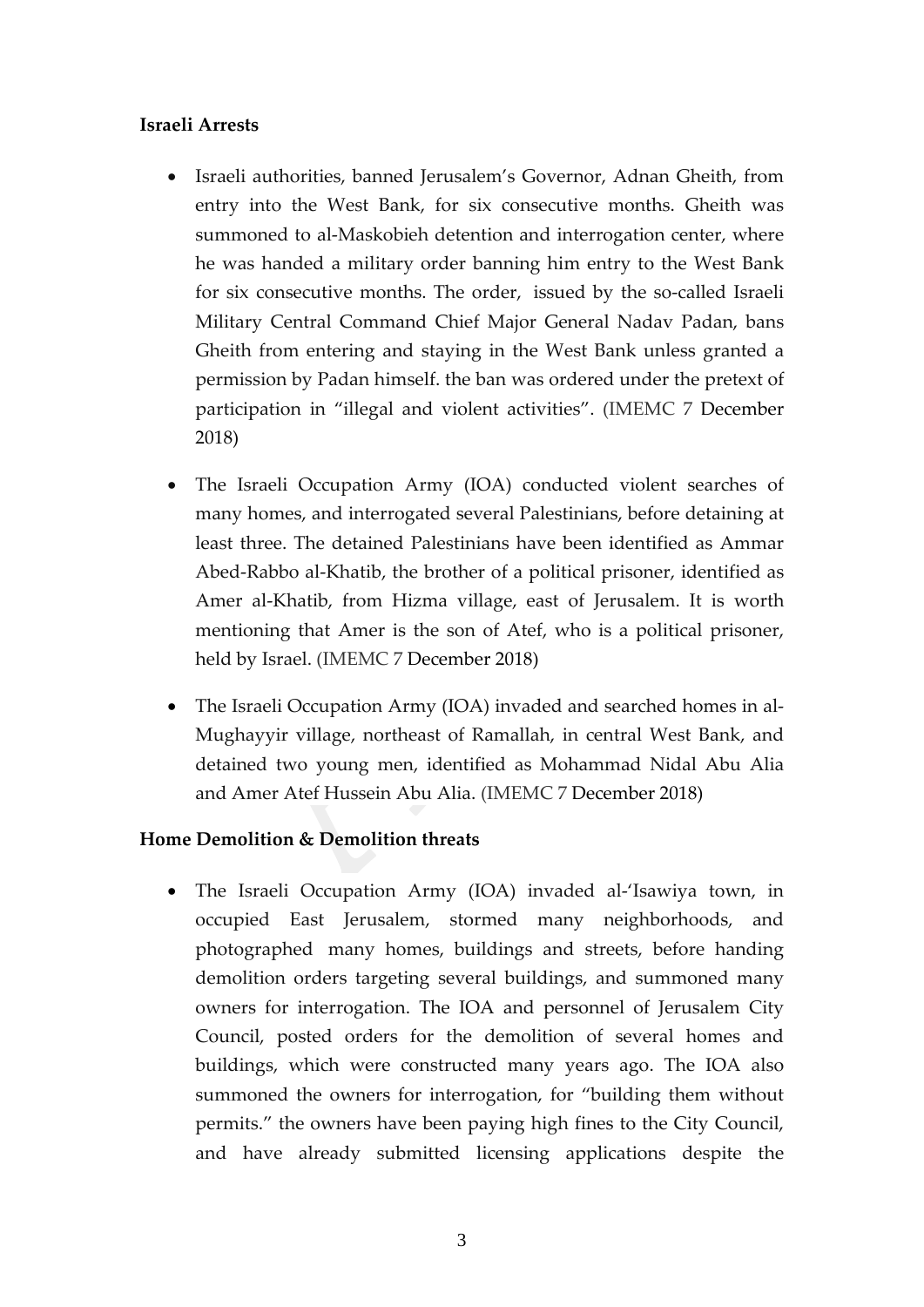**Israeli Arrests**

- Israeli authorities, banned Jerusalem's Governor, Adnan Gheith, from entry into the West Bank, for six consecutive months. Gheith was summoned to al-Maskobieh detention and interrogation center, where he was handed a military order banning him entry to the West Bank for six consecutive months. The order, issued by the so-called Israeli Military Central Command Chief Major General Nadav Padan, bans Gheith from entering and staying in the West Bank unless granted a permission by Padan himself. the ban was ordered under the pretext of participation in "illegal and violent activities". (IMEMC 7 December 2018)

- The Israeli Occupation Army (IOA) conducted violent searches of many homes, and interrogated several Palestinians, before detaining at least three. The detained Palestinians have been identified as Ammar Abed-Rabbo al-Khatib, the brother of a political prisoner, identified as Amer al-Khatib, from Hizma village, east of Jerusalem. It is worth mentioning that Amer is the son of Atef, who is a political prisoner, held by Israel. (IMEMC 7 December 2018)

- The Israeli Occupation Army (IOA) invaded and searched homes in al-Mughayyir village, northeast of Ramallah, in central West Bank, and detained two young men, identified as Mohammad Nidal Abu Alia and Amer Atef Hussein Abu Alia. (IMEMC 7 December 2018)

**Home Demolition & Demolition threats**

- The Israeli Occupation Army (IOA) invaded al-'Isawiya town, in occupied East Jerusalem, stormed many neighborhoods, and photographed many homes, buildings and streets, before handing demolition orders targeting several buildings, and summoned many owners for interrogation. The IOA and personnel of Jerusalem City Council, posted orders for the demolition of several homes and buildings, which were constructed many years ago. The IOA also summoned the owners for interrogation, for "building them without permits." the owners have been paying high fines to the City Council, and have already submitted licensing applications despite the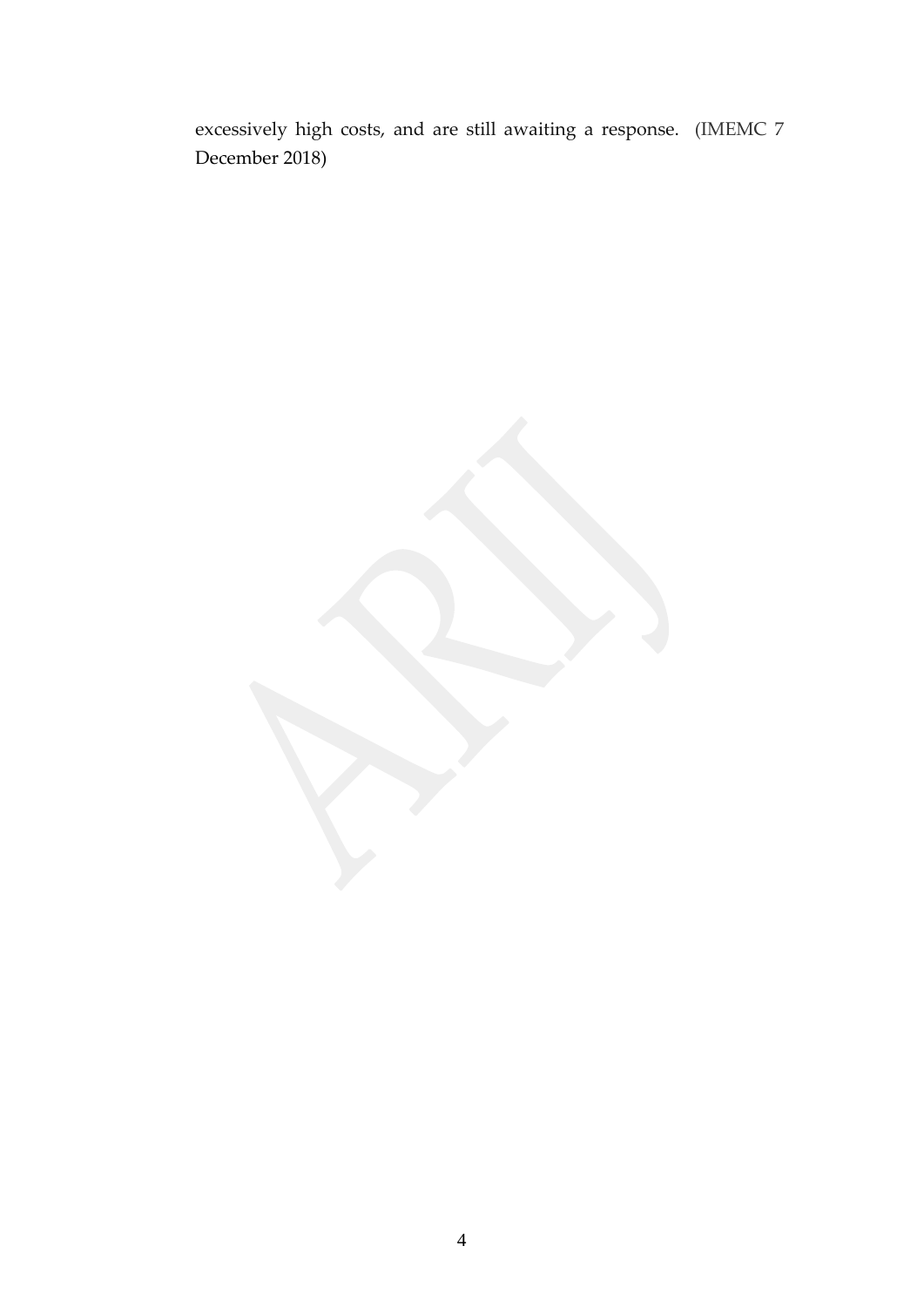excessively high costs, and are still awaiting a response. (IMEMC 7 December 2018)